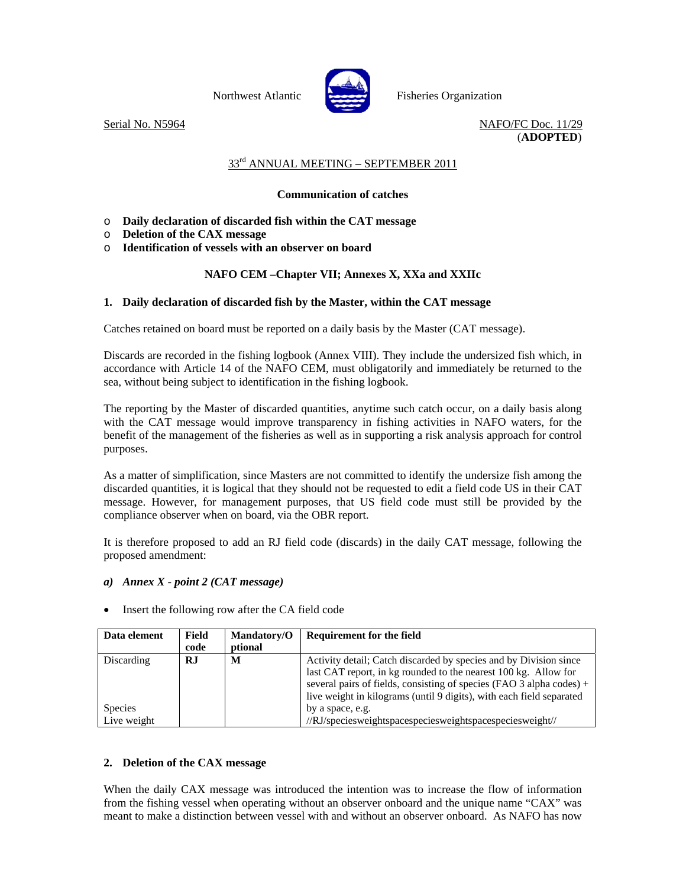Northwest Atlantic Fisheries Organization

Serial No. N5964

NAFO/FC Doc. 11/29
(**ADOPTED**)

33rd ANNUAL MEETING – SEPTEMBER 2011

**Communication of catches**

- **Daily declaration of discarded fish within the CAT message**
- **Deletion of the CAX message**
- **Identification of vessels with an observer on board**

**NAFO CEM –Chapter VII; Annexes X, XXa and XXIIc**

## 1. Daily declaration of discarded fish by the Master, within the CAT message

Catches retained on board must be reported on a daily basis by the Master (CAT message).

Discards are recorded in the fishing logbook (Annex VIII). They include the undersized fish which, in accordance with Article 14 of the NAFO CEM, must obligatorily and immediately be returned to the sea, without being subject to identification in the fishing logbook.

The reporting by the Master of discarded quantities, anytime such catch occur, on a daily basis along with the CAT message would improve transparency in fishing activities in NAFO waters, for the benefit of the management of the fisheries as well as in supporting a risk analysis approach for control purposes.

As a matter of simplification, since Masters are not committed to identify the undersize fish among the discarded quantities, it is logical that they should not be requested to edit a field code US in their CAT message. However, for management purposes, that US field code must still be provided by the compliance observer when on board, via the OBR report.

It is therefore proposed to add an RJ field code (discards) in the daily CAT message, following the proposed amendment:

### *a) Annex X - point 2 (CAT message)*

- Insert the following row after the CA field code

| Data element | Field code | Mandatory/Optional | Requirement for the field |
|---|---|---|---|
| Discarding<br><br><br><br>Species<br>Live weight | **RJ** | **M** | Activity detail; Catch discarded by species and by Division since last CAT report, in kg rounded to the nearest 100 kg. Allow for several pairs of fields, consisting of species (FAO 3 alpha codes) + live weight in kilograms (until 9 digits), with each field separated by a space, e.g.<br>//RJ/speciesweightspacespeciesweightspacespeciesweight// |

## 2. Deletion of the CAX message

When the daily CAX message was introduced the intention was to increase the flow of information from the fishing vessel when operating without an observer onboard and the unique name "CAX" was meant to make a distinction between vessel with and without an observer onboard. As NAFO has now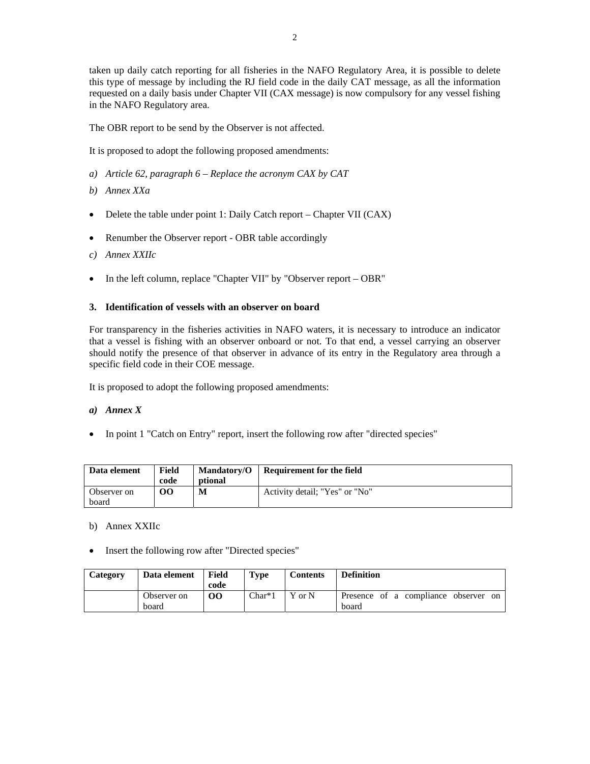taken up daily catch reporting for all fisheries in the NAFO Regulatory Area, it is possible to delete this type of message by including the RJ field code in the daily CAT message, as all the information requested on a daily basis under Chapter VII (CAX message) is now compulsory for any vessel fishing in the NAFO Regulatory area.

The OBR report to be send by the Observer is not affected.

It is proposed to adopt the following proposed amendments:

*a) Article 62, paragraph 6 – Replace the acronym CAX by CAT*

*b) Annex XXa*

- Delete the table under point 1: Daily Catch report – Chapter VII (CAX)
- Renumber the Observer report - OBR table accordingly

*c) Annex XXIIc*

- In the left column, replace "Chapter VII" by "Observer report – OBR"

### 3. Identification of vessels with an observer on board

For transparency in the fisheries activities in NAFO waters, it is necessary to introduce an indicator that a vessel is fishing with an observer onboard or not. To that end, a vessel carrying an observer should notify the presence of that observer in advance of its entry in the Regulatory area through a specific field code in their COE message.

It is proposed to adopt the following proposed amendments:

***a) Annex X***

- In point 1 "Catch on Entry" report, insert the following row after "directed species"

| **Data element** | **Field code** | **Mandatory/Optional** | **Requirement for the field** |
|---|---|---|---|
| Observer on board | **OO** | **M** | Activity detail; "Yes" or "No" |

b) Annex XXIIc

- Insert the following row after "Directed species"

| **Category** | **Data element** | **Field code** | **Type** | **Contents** | **Definition** |
|---|---|---|---|---|---|
| | Observer on board | **OO** | Char*1 | Y or N | Presence of a compliance observer on board |